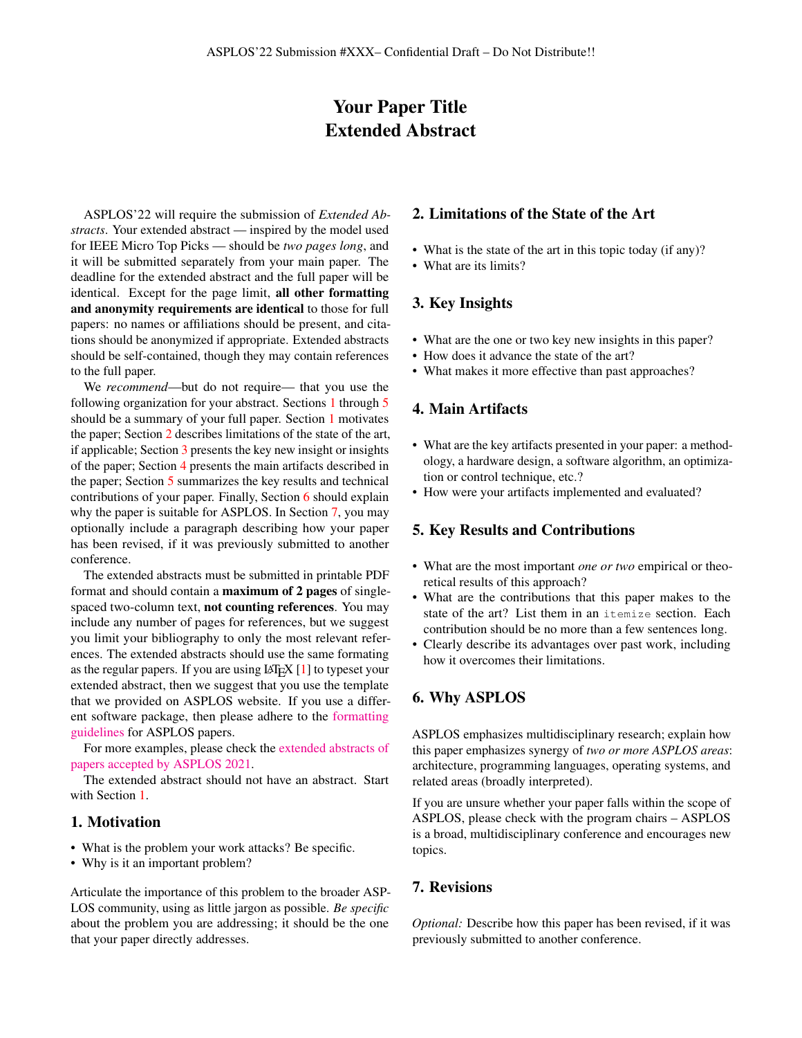# Your Paper Title
# Extended Abstract

ASPLOS'22 will require the submission of *Extended Abstracts*. Your extended abstract — inspired by the model used for IEEE Micro Top Picks — should be *two pages long*, and it will be submitted separately from your main paper. The deadline for the extended abstract and the full paper will be identical. Except for the page limit, **all other formatting and anonymity requirements are identical** to those for full papers: no names or affiliations should be present, and citations should be anonymized if appropriate. Extended abstracts should be self-contained, though they may contain references to the full paper.

We *recommend*—but do not require— that you use the following organization for your abstract. Sections 1 through 5 should be a summary of your full paper. Section 1 motivates the paper; Section 2 describes limitations of the state of the art, if applicable; Section 3 presents the key new insight or insights of the paper; Section 4 presents the main artifacts described in the paper; Section 5 summarizes the key results and technical contributions of your paper. Finally, Section 6 should explain why the paper is suitable for ASPLOS. In Section 7, you may optionally include a paragraph describing how your paper has been revised, if it was previously submitted to another conference.

The extended abstracts must be submitted in printable PDF format and should contain a **maximum of 2 pages** of single-spaced two-column text, **not counting references**. You may include any number of pages for references, but we suggest you limit your bibliography to only the most relevant references. The extended abstracts should use the same formating as the regular papers. If you are using LaTeX [1] to typeset your extended abstract, then we suggest that you use the template that we provided on ASPLOS website. If you use a different software package, then please adhere to the formatting guidelines for ASPLOS papers.

For more examples, please check the extended abstracts of papers accepted by ASPLOS 2021.

The extended abstract should not have an abstract. Start with Section 1.

## 1. Motivation

- What is the problem your work attacks? Be specific.
- Why is it an important problem?

Articulate the importance of this problem to the broader ASPLOS community, using as little jargon as possible. *Be specific* about the problem you are addressing; it should be the one that your paper directly addresses.

## 2. Limitations of the State of the Art

- What is the state of the art in this topic today (if any)?
- What are its limits?

## 3. Key Insights

- What are the one or two key new insights in this paper?
- How does it advance the state of the art?
- What makes it more effective than past approaches?

## 4. Main Artifacts

- What are the key artifacts presented in your paper: a methodology, a hardware design, a software algorithm, an optimization or control technique, etc.?
- How were your artifacts implemented and evaluated?

## 5. Key Results and Contributions

- What are the most important *one or two* empirical or theoretical results of this approach?
- What are the contributions that this paper makes to the state of the art? List them in an `itemize` section. Each contribution should be no more than a few sentences long.
- Clearly describe its advantages over past work, including how it overcomes their limitations.

## 6. Why ASPLOS

ASPLOS emphasizes multidisciplinary research; explain how this paper emphasizes synergy of *two or more ASPLOS areas*: architecture, programming languages, operating systems, and related areas (broadly interpreted).

If you are unsure whether your paper falls within the scope of ASPLOS, please check with the program chairs – ASPLOS is a broad, multidisciplinary conference and encourages new topics.

## 7. Revisions

*Optional:* Describe how this paper has been revised, if it was previously submitted to another conference.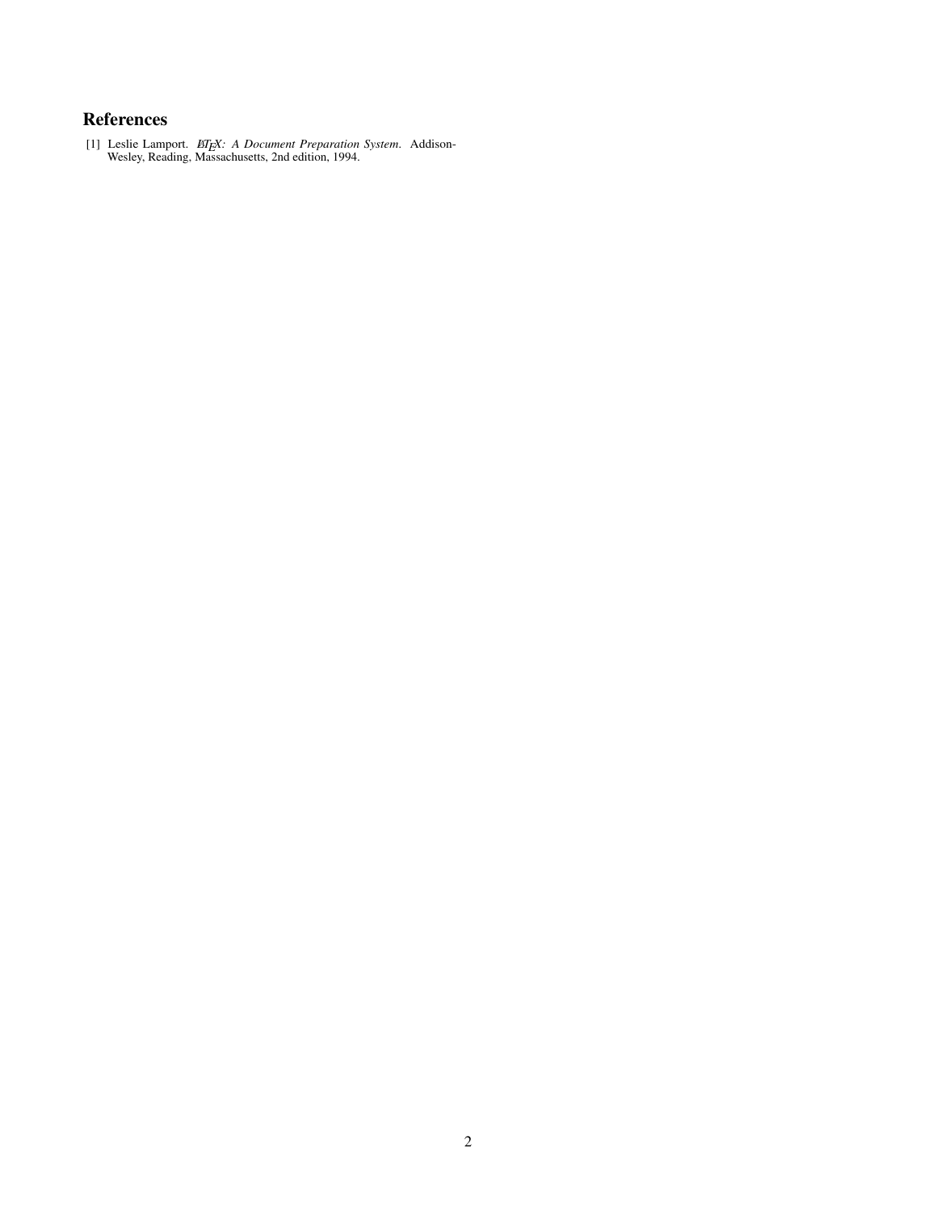## References

[1] Leslie Lamport. *LaTeX: A Document Preparation System.* Addison-Wesley, Reading, Massachusetts, 2nd edition, 1994.